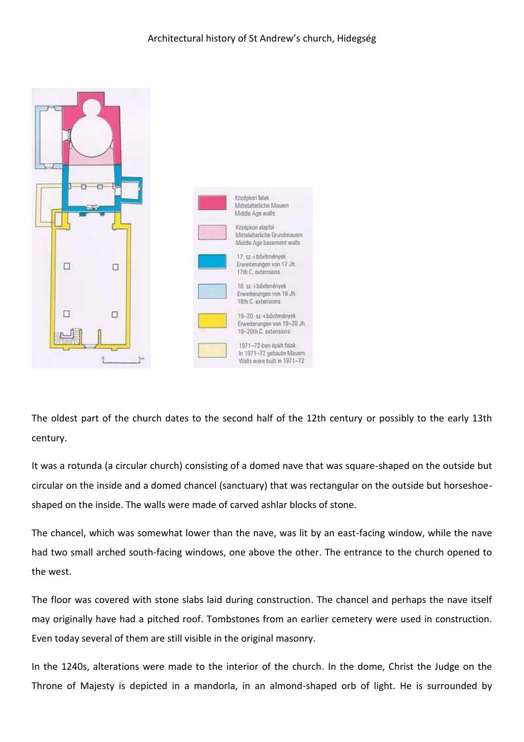# Architectual history of St Andrew's church, Hidegség

- Középkori falak / Mittelalterliche Mauern / Middle Age walls
- Középkori alapfal / Mittelalterliche Grundmauern / Middle Age basement walls
- 17. sz.-i bővítmények / Erweiterungen von 17 Jh. / 17th C. extensions
- 18. sz.-i bővítmények / Erweiterungen von 18 Jh. / 18th C. extensions
- 19–20. sz.-i bővítmények / Erweiterungen von 19–20 Jh. / 19–20th C. extensions
- 1971–72-ben épült falak / In 1971–72 gebaute Mauern / Walls were built in 1971–72

The oldest part of the church dates to the second half of the 12th century or possibly to the early 13th century.

It was a rotunda (a circular church) consisting of a domed nave that was square-shaped on the outside but circular on the inside and a domed chancel (sanctuary) that was rectangular on the outside but horseshoe-shaped on the inside. The walls were made of carved ashlar blocks of stone.

The chancel, which was somewhat lower than the nave, was lit by an east-facing window, while the nave had two small arched south-facing windows, one above the other. The entrance to the church opened to the west.

The floor was covered with stone slabs laid during construction. The chancel and perhaps the nave itself may originally have had a pitched roof. Tombstones from an earlier cemetery were used in construction. Even today several of them are still visible in the original masonry.

In the 1240s, alterations were made to the interior of the church. In the dome, Christ the Judge on the Throne of Majesty is depicted in a mandorla, in an almond-shaped orb of light. He is surrounded by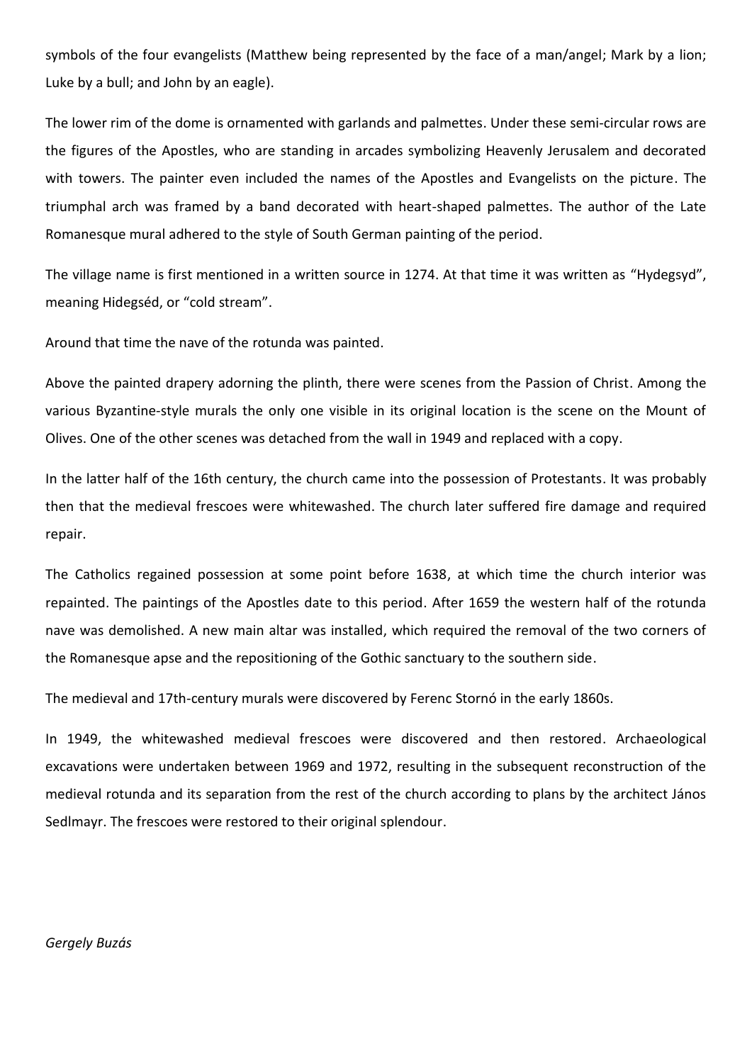symbols of the four evangelists (Matthew being represented by the face of a man/angel; Mark by a lion; Luke by a bull; and John by an eagle).

The lower rim of the dome is ornamented with garlands and palmettes. Under these semi-circular rows are the figures of the Apostles, who are standing in arcades symbolizing Heavenly Jerusalem and decorated with towers. The painter even included the names of the Apostles and Evangelists on the picture. The triumphal arch was framed by a band decorated with heart-shaped palmettes. The author of the Late Romanesque mural adhered to the style of South German painting of the period.

The village name is first mentioned in a written source in 1274. At that time it was written as “Hydegsyd”, meaning Hidegséd, or “cold stream”.

Around that time the nave of the rotunda was painted.

Above the painted drapery adorning the plinth, there were scenes from the Passion of Christ. Among the various Byzantine-style murals the only one visible in its original location is the scene on the Mount of Olives. One of the other scenes was detached from the wall in 1949 and replaced with a copy.

In the latter half of the 16th century, the church came into the possession of Protestants. It was probably then that the medieval frescoes were whitewashed. The church later suffered fire damage and required repair.

The Catholics regained possession at some point before 1638, at which time the church interior was repainted. The paintings of the Apostles date to this period. After 1659 the western half of the rotunda nave was demolished. A new main altar was installed, which required the removal of the two corners of the Romanesque apse and the repositioning of the Gothic sanctuary to the southern side.

The medieval and 17th-century murals were discovered by Ferenc Stornó in the early 1860s.

In 1949, the whitewashed medieval frescoes were discovered and then restored. Archaeological excavations were undertaken between 1969 and 1972, resulting in the subsequent reconstruction of the medieval rotunda and its separation from the rest of the church according to plans by the architect János Sedlmayr. The frescoes were restored to their original splendour.

*Gergely Buzás*